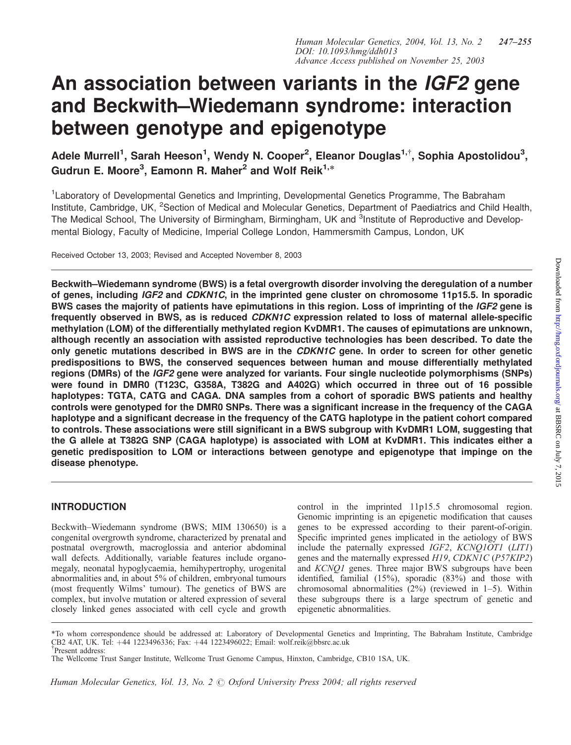# An association between variants in the *IGF2* gene and Beckwith–Wiedemann syndrome: interaction between genotype and epigenotype

**Adele Murrell[1], Sarah Heeson[1], Wendy N. Cooper[2], Eleanor Douglas[1,†], Sophia Apostolidou[3], Gudrun E. Moore[3], Eamonn R. Maher[2] and Wolf Reik[1,*]**

[1]Laboratory of Developmental Genetics and Imprinting, Developmental Genetics Programme, The Babraham Institute, Cambridge, UK, [2]Section of Medical and Molecular Genetics, Department of Paediatrics and Child Health, The Medical School, The University of Birmingham, Birmingham, UK and [3]Institute of Reproductive and Developmental Biology, Faculty of Medicine, Imperial College London, Hammersmith Campus, London, UK

Received October 13, 2003; Revised and Accepted November 8, 2003

**Beckwith–Wiedemann syndrome (BWS) is a fetal overgrowth disorder involving the deregulation of a number of genes, including *IGF2* and *CDKN1C*, in the imprinted gene cluster on chromosome 11p15.5. In sporadic BWS cases the majority of patients have epimutations in this region. Loss of imprinting of the *IGF2* gene is frequently observed in BWS, as is reduced *CDKN1C* expression related to loss of maternal allele-specific methylation (LOM) of the differentially methylated region KvDMR1. The causes of epimutations are unknown, although recently an association with assisted reproductive technologies has been described. To date the only genetic mutations described in BWS are in the *CDKN1C* gene. In order to screen for other genetic predispositions to BWS, the conserved sequences between human and mouse differentially methylated regions (DMRs) of the *IGF2* gene were analyzed for variants. Four single nucleotide polymorphisms (SNPs) were found in DMR0 (T123C, G358A, T382G and A402G) which occurred in three out of 16 possible haplotypes: TGTA, CATG and CAGA. DNA samples from a cohort of sporadic BWS patients and healthy controls were genotyped for the DMR0 SNPs. There was a significant increase in the frequency of the CAGA haplotype and a significant decrease in the frequency of the CATG haplotype in the patient cohort compared to controls. These associations were still significant in a BWS subgroup with KvDMR1 LOM, suggesting that the G allele at T382G SNP (CAGA haplotype) is associated with LOM at KvDMR1. This indicates either a genetic predisposition to LOM or interactions between genotype and epigenotype that impinge on the disease phenotype.**

## INTRODUCTION

Beckwith–Wiedemann syndrome (BWS; MIM 130650) is a congenital overgrowth syndrome, characterized by prenatal and postnatal overgrowth, macroglossia and anterior abdominal wall defects. Additionally, variable features include organomegaly, neonatal hypoglycaemia, hemihypertrophy, urogenital abnormalities and, in about 5% of children, embryonal tumours (most frequently Wilms' tumour). The genetics of BWS are complex, but involve mutation or altered expression of several closely linked genes associated with cell cycle and growth control in the imprinted 11p15.5 chromosomal region. Genomic imprinting is an epigenetic modification that causes genes to be expressed according to their parent-of-origin. Specific imprinted genes implicated in the aetiology of BWS include the paternally expressed *IGF2*, *KCNQ1OT1* (*LIT1*) genes and the maternally expressed *H19*, *CDKN1C* (*P57KIP2*) and *KCNQ1* genes. Three major BWS subgroups have been identified, familial (15%), sporadic (83%) and those with chromosomal abnormalities (2%) (reviewed in 1–5). Within these subgroups there is a large spectrum of genetic and epigenetic abnormalities.

*To whom correspondence should be addressed at: Laboratory of Developmental Genetics and Imprinting, The Babraham Institute, Cambridge CB2 4AT, UK. Tel: +44 1223496336; Fax: +44 1223496022; Email: wolf.reik@bbsrc.ac.uk

†Present address: The Wellcome Trust Sanger Institute, Wellcome Trust Genome Campus, Hinxton, Cambridge, CB10 1SA, UK.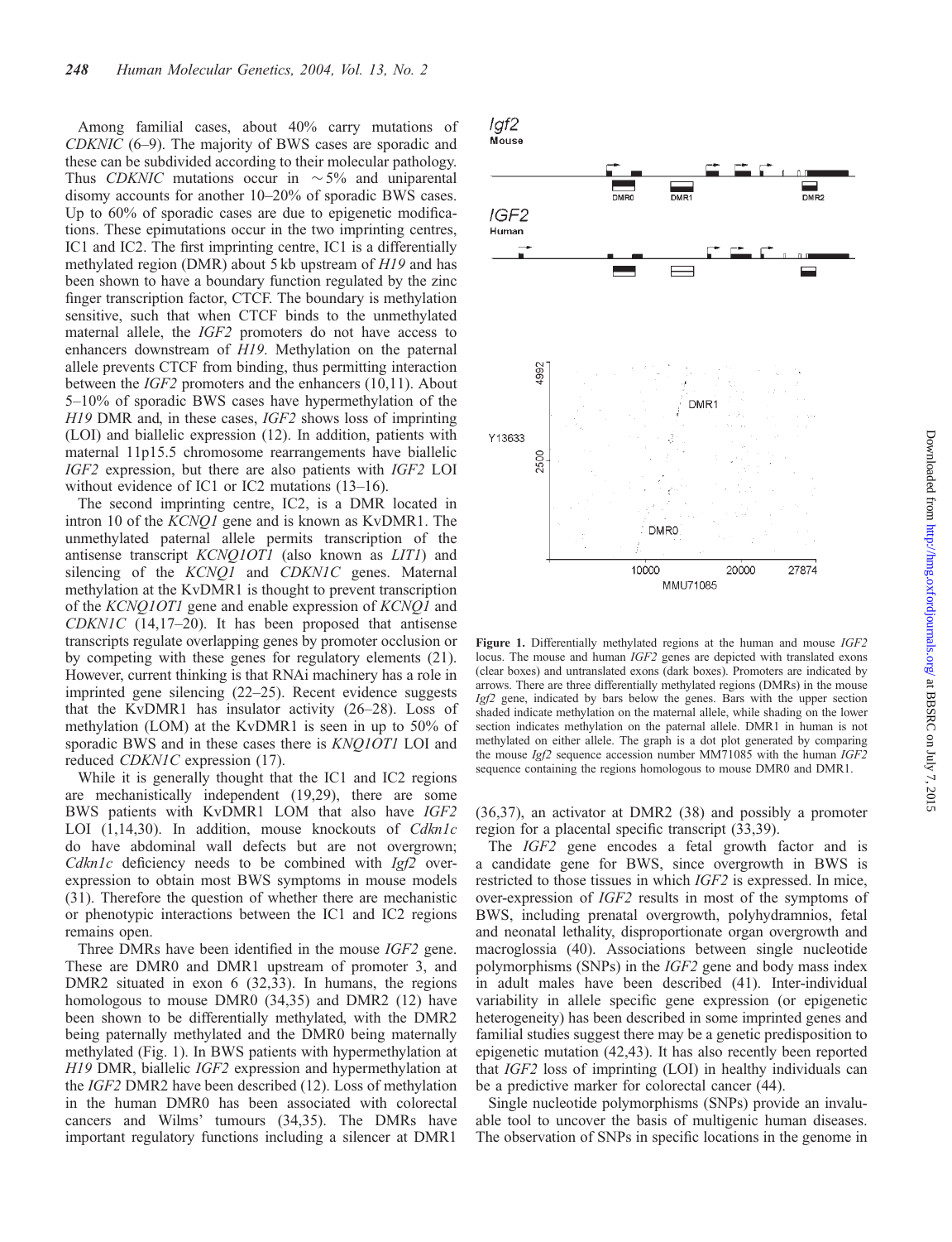Among familial cases, about 40% carry mutations of *CDKNIC* (6–9). The majority of BWS cases are sporadic and these can be subdivided according to their molecular pathology. Thus *CDKNIC* mutations occur in ~5% and uniparental disomy accounts for another 10–20% of sporadic BWS cases. Up to 60% of sporadic cases are due to epigenetic modifications. These epimutations occur in the two imprinting centres, IC1 and IC2. The first imprinting centre, IC1 is a differentially methylated region (DMR) about 5 kb upstream of *H19* and has been shown to have a boundary function regulated by the zinc finger transcription factor, CTCF. The boundary is methylation sensitive, such that when CTCF binds to the unmethylated maternal allele, the *IGF2* promoters do not have access to enhancers downstream of *H19*. Methylation on the paternal allele prevents CTCF from binding, thus permitting interaction between the *IGF2* promoters and the enhancers (10,11). About 5–10% of sporadic BWS cases have hypermethylation of the *H19* DMR and, in these cases, *IGF2* shows loss of imprinting (LOI) and biallelic expression (12). In addition, patients with maternal 11p15.5 chromosome rearrangements have biallelic *IGF2* expression, but there are also patients with *IGF2* LOI without evidence of IC1 or IC2 mutations (13–16).

The second imprinting centre, IC2, is a DMR located in intron 10 of the *KCNQ1* gene and is known as KvDMR1. The unmethylated paternal allele permits transcription of the antisense transcript *KCNQ1OT1* (also known as *LIT1*) and silencing of the *KCNQ1* and *CDKN1C* genes. Maternal methylation at the KvDMR1 is thought to prevent transcription of the *KCNQ1OT1* gene and enable expression of *KCNQ1* and *CDKN1C* (14,17–20). It has been proposed that antisense transcripts regulate overlapping genes by promoter occlusion or by competing with these genes for regulatory elements (21). However, current thinking is that RNAi machinery has a role in imprinted gene silencing (22–25). Recent evidence suggests that the KvDMR1 has insulator activity (26–28). Loss of methylation (LOM) at the KvDMR1 is seen in up to 50% of sporadic BWS and in these cases there is *KNQ1OT1* LOI and reduced *CDKN1C* expression (17).

While it is generally thought that the IC1 and IC2 regions are mechanistically independent (19,29), there are some BWS patients with KvDMR1 LOM that also have *IGF2* LOI (1,14,30). In addition, mouse knockouts of *Cdkn1c* do have abdominal wall defects but are not overgrown; *Cdkn1c* deficiency needs to be combined with *Igf2* over-expression to obtain most BWS symptoms in mouse models (31). Therefore the question of whether there are mechanistic or phenotypic interactions between the IC1 and IC2 regions remains open.

Three DMRs have been identified in the mouse *IGF2* gene. These are DMR0 and DMR1 upstream of promoter 3, and DMR2 situated in exon 6 (32,33). In humans, the regions homologous to mouse DMR0 (34,35) and DMR2 (12) have been shown to be differentially methylated, with the DMR2 being paternally methylated and the DMR0 being maternally methylated (Fig. 1). In BWS patients with hypermethylation at *H19* DMR, biallelic *IGF2* expression and hypermethylation at the *IGF2* DMR2 have been described (12). Loss of methylation in the human DMR0 has been associated with colorectal cancers and Wilms' tumours (34,35). The DMRs have important regulatory functions including a silencer at DMR1 (36,37), an activator at DMR2 (38) and possibly a promoter region for a placental specific transcript (33,39).

Figure 1. Differentially methylated regions at the human and mouse *IGF2* locus. The mouse and human *IGF2* genes are depicted with translated exons (clear boxes) and untranslated exons (dark boxes). Promoters are indicated by arrows. There are three differentially methylated regions (DMRs) in the mouse *Igf2* gene, indicated by bars below the genes. Bars with the upper section shaded indicate methylation on the maternal allele, while shading on the lower section indicates methylation on the paternal allele. DMR1 in human is not methylated on either allele. The graph is a dot plot generated by comparing the mouse *Igf2* sequence accession number MM71085 with the human *IGF2* sequence containing the regions homologous to mouse DMR0 and DMR1.

The *IGF2* gene encodes a fetal growth factor and is a candidate gene for BWS, since overgrowth in BWS is restricted to those tissues in which *IGF2* is expressed. In mice, over-expression of *IGF2* results in most of the symptoms of BWS, including prenatal overgrowth, polyhydramnios, fetal and neonatal lethality, disproportionate organ overgrowth and macroglossia (40). Associations between single nucleotide polymorphisms (SNPs) in the *IGF2* gene and body mass index in adult males have been described (41). Inter-individual variability in allele specific gene expression (or epigenetic heterogeneity) has been described in some imprinted genes and familial studies suggest there may be a genetic predisposition to epigenetic mutation (42,43). It has also recently been reported that *IGF2* loss of imprinting (LOI) in healthy individuals can be a predictive marker for colorectal cancer (44).

Single nucleotide polymorphisms (SNPs) provide an invaluable tool to uncover the basis of multigenic human diseases. The observation of SNPs in specific locations in the genome in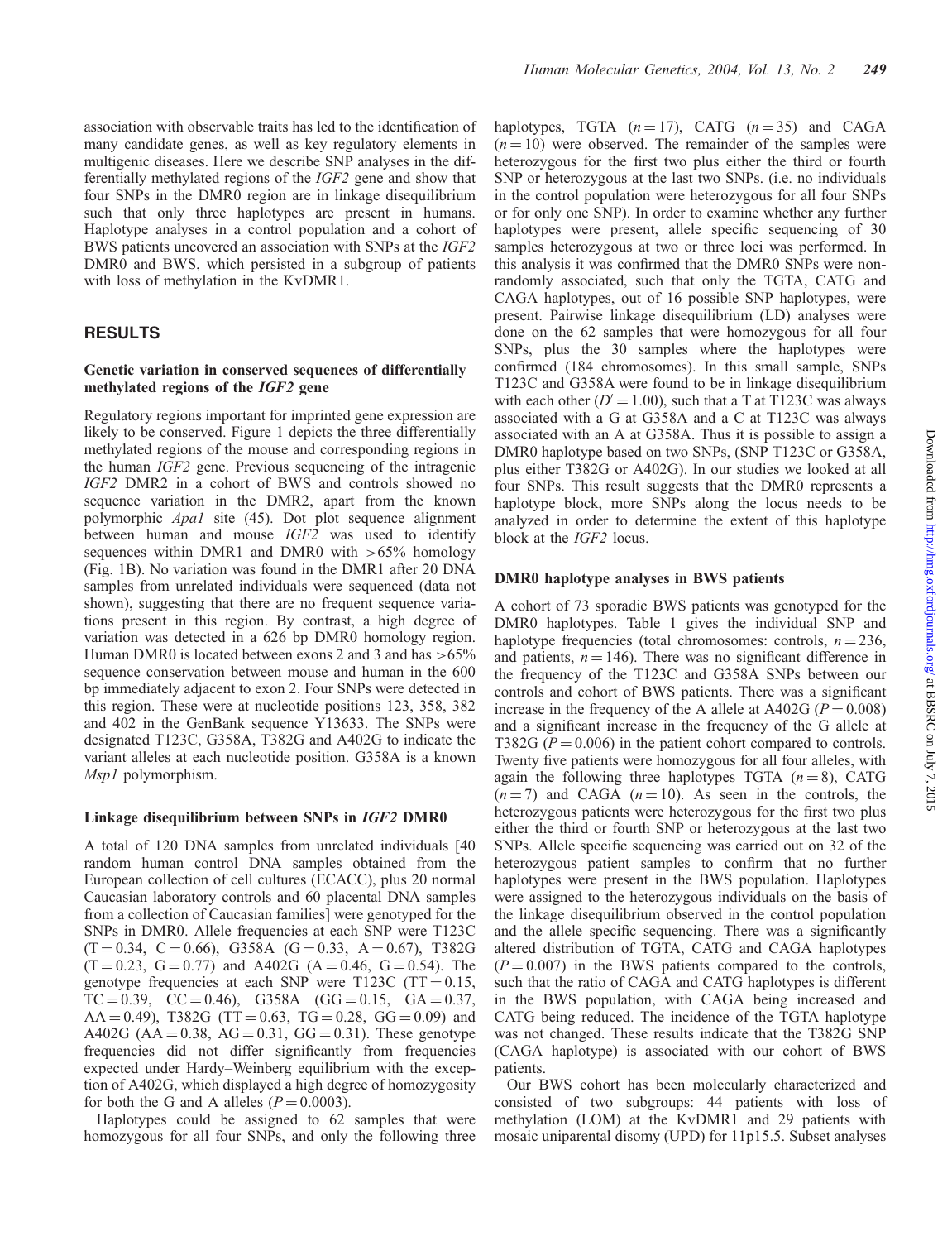association with observable traits has led to the identification of many candidate genes, as well as key regulatory elements in multigenic diseases. Here we describe SNP analyses in the differentially methylated regions of the *IGF2* gene and show that four SNPs in the DMR0 region are in linkage disequilibrium such that only three haplotypes are present in humans. Haplotype analyses in a control population and a cohort of BWS patients uncovered an association with SNPs at the *IGF2* DMR0 and BWS, which persisted in a subgroup of patients with loss of methylation in the KvDMR1.

## RESULTS

### Genetic variation in conserved sequences of differentially methylated regions of the *IGF2* gene

Regulatory regions important for imprinted gene expression are likely to be conserved. Figure 1 depicts the three differentially methylated regions of the mouse and corresponding regions in the human *IGF2* gene. Previous sequencing of the intragenic *IGF2* DMR2 in a cohort of BWS and controls showed no sequence variation in the DMR2, apart from the known polymorphic *Apa1* site (45). Dot plot sequence alignment between human and mouse *IGF2* was used to identify sequences within DMR1 and DMR0 with >65% homology (Fig. 1B). No variation was found in the DMR1 after 20 DNA samples from unrelated individuals were sequenced (data not shown), suggesting that there are no frequent sequence variations present in this region. By contrast, a high degree of variation was detected in a 626 bp DMR0 homology region. Human DMR0 is located between exons 2 and 3 and has >65% sequence conservation between mouse and human in the 600 bp immediately adjacent to exon 2. Four SNPs were detected in this region. These were at nucleotide positions 123, 358, 382 and 402 in the GenBank sequence Y13633. The SNPs were designated T123C, G358A, T382G and A402G to indicate the variant alleles at each nucleotide position. G358A is a known *Msp1* polymorphism.

### Linkage disequilibrium between SNPs in *IGF2* DMR0

A total of 120 DNA samples from unrelated individuals [40 random human control DNA samples obtained from the European collection of cell cultures (ECACC), plus 20 normal Caucasian laboratory controls and 60 placental DNA samples from a collection of Caucasian families] were genotyped for the SNPs in DMR0. Allele frequencies at each SNP were T123C (T = 0.34, C = 0.66), G358A (G = 0.33, A = 0.67), T382G (T = 0.23, G = 0.77) and A402G (A = 0.46, G = 0.54). The genotype frequencies at each SNP were T123C (TT = 0.15, TC = 0.39, CC = 0.46), G358A (GG = 0.15, GA = 0.37, AA = 0.49), T382G (TT = 0.63, TG = 0.28, GG = 0.09) and A402G (AA = 0.38, AG = 0.31, GG = 0.31). These genotype frequencies did not differ significantly from frequencies expected under Hardy–Weinberg equilibrium with the exception of A402G, which displayed a high degree of homozygosity for both the G and A alleles ($P = 0.0003$).

Haplotypes could be assigned to 62 samples that were homozygous for all four SNPs, and only the following three haplotypes, TGTA ($n = 17$), CATG ($n = 35$) and CAGA ($n = 10$) were observed. The remainder of the samples were heterozygous for the first two plus either the third or fourth SNP or heterozygous at the last two SNPs. (i.e. no individuals in the control population were heterozygous for all four SNPs or for only one SNP). In order to examine whether any further haplotypes were present, allele specific sequencing of 30 samples heterozygous at two or three loci was performed. In this analysis it was confirmed that the DMR0 SNPs were non-randomly associated, such that only the TGTA, CATG and CAGA haplotypes, out of 16 possible SNP haplotypes, were present. Pairwise linkage disequilibrium (LD) analyses were done on the 62 samples that were homozygous for all four SNPs, plus the 30 samples where the haplotypes were confirmed (184 chromosomes). In this small sample, SNPs T123C and G358A were found to be in linkage disequilibrium with each other ($D' = 1.00$), such that a T at T123C was always associated with a G at G358A and a C at T123C was always associated with an A at G358A. Thus it is possible to assign a DMR0 haplotype based on two SNPs, (SNP T123C or G358A, plus either T382G or A402G). In our studies we looked at all four SNPs. This result suggests that the DMR0 represents a haplotype block, more SNPs along the locus needs to be analyzed in order to determine the extent of this haplotype block at the *IGF2* locus.

### DMR0 haplotype analyses in BWS patients

A cohort of 73 sporadic BWS patients was genotyped for the DMR0 haplotypes. Table 1 gives the individual SNP and haplotype frequencies (total chromosomes: controls, $n = 236$, and patients, $n = 146$). There was no significant difference in the frequency of the T123C and G358A SNPs between our controls and cohort of BWS patients. There was a significant increase in the frequency of the A allele at A402G ($P = 0.008$) and a significant increase in the frequency of the G allele at T382G ($P = 0.006$) in the patient cohort compared to controls. Twenty five patients were homozygous for all four alleles, with again the following three haplotypes TGTA ($n = 8$), CATG ($n = 7$) and CAGA ($n = 10$). As seen in the controls, the heterozygous patients were heterozygous for the first two plus either the third or fourth SNP or heterozygous at the last two SNPs. Allele specific sequencing was carried out on 32 of the heterozygous patient samples to confirm that no further haplotypes were present in the BWS population. Haplotypes were assigned to the heterozygous individuals on the basis of the linkage disequilibrium observed in the control population and the allele specific sequencing. There was a significantly altered distribution of TGTA, CATG and CAGA haplotypes ($P = 0.007$) in the BWS patients compared to the controls, such that the ratio of CAGA and CATG haplotypes is different in the BWS population, with CAGA being increased and CATG being reduced. The incidence of the TGTA haplotype was not changed. These results indicate that the T382G SNP (CAGA haplotype) is associated with our cohort of BWS patients.

Our BWS cohort has been molecularly characterized and consisted of two subgroups: 44 patients with loss of methylation (LOM) at the KvDMR1 and 29 patients with mosaic uniparental disomy (UPD) for 11p15.5. Subset analyses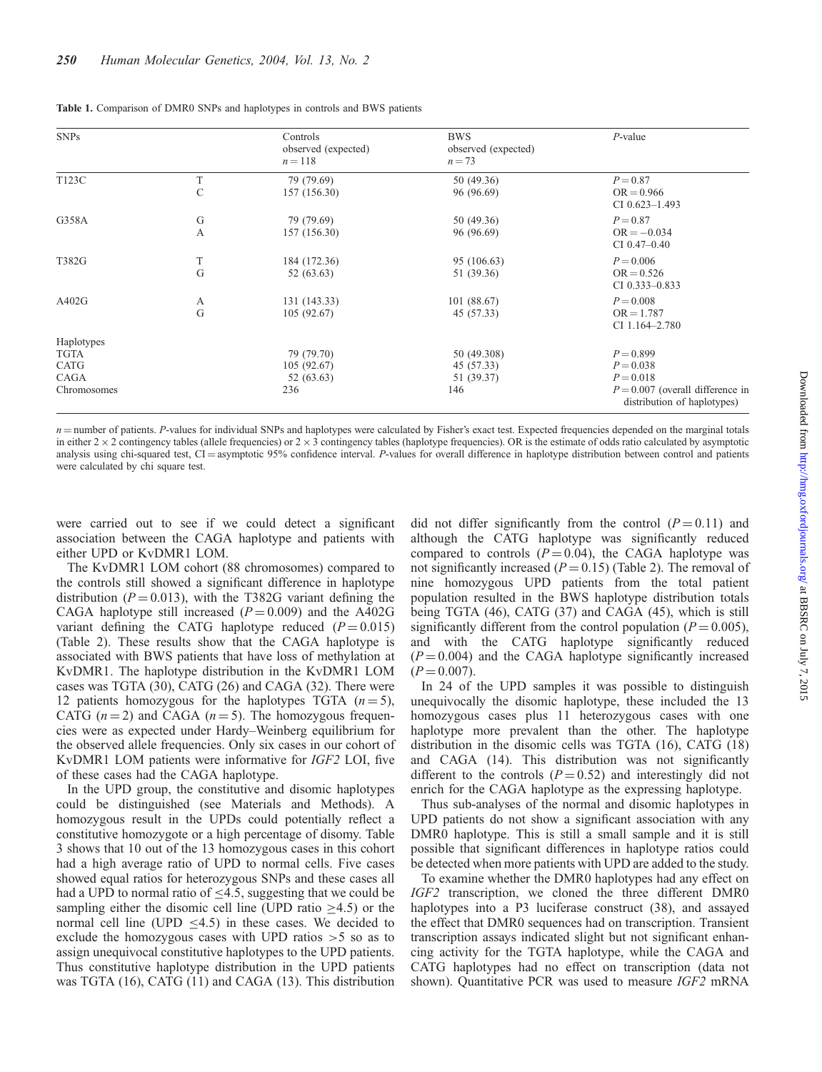**Table 1.** Comparison of DMR0 SNPs and haplotypes in controls and BWS patients

| SNPs | | Controls observed (expected) $n = 118$ | BWS observed (expected) $n = 73$ | *P*-value |
|---|---|---|---|---|
| T123C | T | 79 (79.69) | 50 (49.36) | $P = 0.87$ |
| | C | 157 (156.30) | 96 (96.69) | OR = 0.966 |
| | | | | CI 0.623–1.493 |
| G358A | G | 79 (79.69) | 50 (49.36) | $P = 0.87$ |
| | A | 157 (156.30) | 96 (96.69) | OR = −0.034 |
| | | | | CI 0.47–0.40 |
| T382G | T | 184 (172.36) | 95 (106.63) | $P = 0.006$ |
| | G | 52 (63.63) | 51 (39.36) | OR = 0.526 |
| | | | | CI 0.333–0.833 |
| A402G | A | 131 (143.33) | 101 (88.67) | $P = 0.008$ |
| | G | 105 (92.67) | 45 (57.33) | OR = 1.787 |
| | | | | CI 1.164–2.780 |
| Haplotypes | | | | |
| TGTA | | 79 (79.70) | 50 (49.308) | $P = 0.899$ |
| CATG | | 105 (92.67) | 45 (57.33) | $P = 0.038$ |
| CAGA | | 52 (63.63) | 51 (39.37) | $P = 0.018$ |
| Chromosomes | | 236 | 146 | $P = 0.007$ (overall difference in distribution of haplotypes) |

$n$ = number of patients. *P*-values for individual SNPs and haplotypes were calculated by Fisher's exact test. Expected frequencies depended on the marginal totals in either 2 × 2 contingency tables (allele frequencies) or 2 × 3 contingency tables (haplotype frequencies). OR is the estimate of odds ratio calculated by asymptotic analysis using chi-squared test, CI = asymptotic 95% confidence interval. *P*-values for overall difference in haplotype distribution between control and patients were calculated by chi square test.

were carried out to see if we could detect a significant association between the CAGA haplotype and patients with either UPD or KvDMR1 LOM.

The KvDMR1 LOM cohort (88 chromosomes) compared to the controls still showed a significant difference in haplotype distribution ($P = 0.013$), with the T382G variant defining the CAGA haplotype still increased ($P = 0.009$) and the A402G variant defining the CATG haplotype reduced ($P = 0.015$) (Table 2). These results show that the CAGA haplotype is associated with BWS patients that have loss of methylation at KvDMR1. The haplotype distribution in the KvDMR1 LOM cases was TGTA (30), CATG (26) and CAGA (32). There were 12 patients homozygous for the haplotypes TGTA ($n = 5$), CATG ($n = 2$) and CAGA ($n = 5$). The homozygous frequencies were as expected under Hardy–Weinberg equilibrium for the observed allele frequencies. Only six cases in our cohort of KvDMR1 LOM patients were informative for *IGF2* LOI, five of these cases had the CAGA haplotype.

In the UPD group, the constitutive and disomic haplotypes could be distinguished (see Materials and Methods). A homozygous result in the UPDs could potentially reflect a constitutive homozygote or a high percentage of disomy. Table 3 shows that 10 out of the 13 homozygous cases in this cohort had a high average ratio of UPD to normal cells. Five cases showed equal ratios for heterozygous SNPs and these cases all had a UPD to normal ratio of ≤4.5, suggesting that we could be sampling either the disomic cell line (UPD ratio ≥4.5) or the normal cell line (UPD ≤4.5) in these cases. We decided to exclude the homozygous cases with UPD ratios >5 so as to assign unequivocal constitutive haplotypes to the UPD patients. Thus constitutive haplotype distribution in the UPD patients was TGTA (16), CATG (11) and CAGA (13). This distribution did not differ significantly from the control ($P = 0.11$) and although the CATG haplotype was significantly reduced compared to controls ($P = 0.04$), the CAGA haplotype was not significantly increased ($P = 0.15$) (Table 2). The removal of nine homozygous UPD patients from the total patient population resulted in the BWS haplotype distribution totals being TGTA (46), CATG (37) and CAGA (45), which is still significantly different from the control population ($P = 0.005$), and with the CATG haplotype significantly reduced ($P = 0.004$) and the CAGA haplotype significantly increased ($P = 0.007$).

In 24 of the UPD samples it was possible to distinguish unequivocally the disomic haplotype, these included the 13 homozygous cases plus 11 heterozygous cases with one haplotype more prevalent than the other. The haplotype distribution in the disomic cells was TGTA (16), CATG (18) and CAGA (14). This distribution was not significantly different to the controls ($P = 0.52$) and interestingly did not enrich for the CAGA haplotype as the expressing haplotype.

Thus sub-analyses of the normal and disomic haplotypes in UPD patients do not show a significant association with any DMR0 haplotype. This is still a small sample and it is still possible that significant differences in haplotype ratios could be detected when more patients with UPD are added to the study.

To examine whether the DMR0 haplotypes had any effect on *IGF2* transcription, we cloned the three different DMR0 haplotypes into a P3 luciferase construct (38), and assayed the effect that DMR0 sequences had on transcription. Transient transcription assays indicated slight but not significant enhancing activity for the TGTA haplotype, while the CAGA and CATG haplotypes had no effect on transcription (data not shown). Quantitative PCR was used to measure *IGF2* mRNA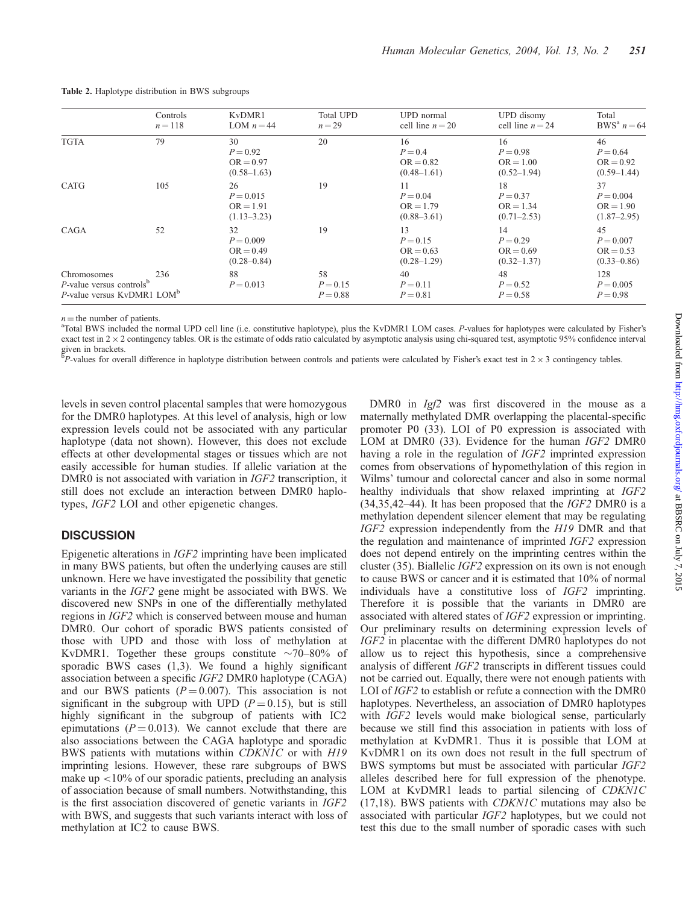**Table 2.** Haplotype distribution in BWS subgroups

| | Controls $n = 118$ | KvDMR1 LOM $n = 44$ | Total UPD $n = 29$ | UPD normal cell line $n = 20$ | UPD disomy cell line $n = 24$ | Total BWS[a] $n = 64$ |
|---|---|---|---|---|---|---|
| TGTA | 79 | 30<br>$P = 0.92$<br>$OR = 0.97$<br>(0.58–1.63) | 20 | 16<br>$P = 0.4$<br>$OR = 0.82$<br>(0.48–1.61) | 16<br>$P = 0.98$<br>$OR = 1.00$<br>(0.52–1.94) | 46<br>$P = 0.64$<br>$OR = 0.92$<br>(0.59–1.44) |
| CATG | 105 | 26<br>$P = 0.015$<br>$OR = 1.91$<br>(1.13–3.23) | 19 | 11<br>$P = 0.04$<br>$OR = 1.79$<br>(0.88–3.61) | 18<br>$P = 0.37$<br>$OR = 1.34$<br>(0.71–2.53) | 37<br>$P = 0.004$<br>$OR = 1.90$<br>(1.87–2.95) |
| CAGA | 52 | 32<br>$P = 0.009$<br>$OR = 0.49$<br>(0.28–0.84) | 19 | 13<br>$P = 0.15$<br>$OR = 0.63$<br>(0.28–1.29) | 14<br>$P = 0.29$<br>$OR = 0.69$<br>(0.32–1.37) | 45<br>$P = 0.007$<br>$OR = 0.53$<br>(0.33–0.86) |
| Chromosomes<br>*P*-value versus controls[b]<br>*P*-value versus KvDMR1 LOM[b] | 236 | 88<br>$P = 0.013$ | 58<br>$P = 0.15$<br>$P = 0.88$ | 40<br>$P = 0.11$<br>$P = 0.81$ | 48<br>$P = 0.52$<br>$P = 0.58$ | 128<br>$P = 0.005$<br>$P = 0.98$ |

$n =$ the number of patients.
[a]Total BWS included the normal UPD cell line (i.e. constitutive haplotype), plus the KvDMR1 LOM cases. *P*-values for haplotypes were calculated by Fisher's exact test in $2 \times 2$ contingency tables. OR is the estimate of odds ratio calculated by asymptotic analysis using chi-squared test, asymptotic 95% confidence interval given in brackets.
[b]*P*-values for overall difference in haplotype distribution between controls and patients were calculated by Fisher's exact test in $2 \times 3$ contingency tables.

levels in seven control placental samples that were homozygous for the DMR0 haplotypes. At this level of analysis, high or low expression levels could not be associated with any particular haplotype (data not shown). However, this does not exclude effects at other developmental stages or tissues which are not easily accessible for human studies. If allelic variation at the DMR0 is not associated with variation in *IGF2* transcription, it still does not exclude an interaction between DMR0 haplotypes, *IGF2* LOI and other epigenetic changes.

## DISCUSSION

Epigenetic alterations in *IGF2* imprinting have been implicated in many BWS patients, but often the underlying causes are still unknown. Here we have investigated the possibility that genetic variants in the *IGF2* gene might be associated with BWS. We discovered new SNPs in one of the differentially methylated regions in *IGF2* which is conserved between mouse and human DMR0. Our cohort of sporadic BWS patients consisted of those with UPD and those with loss of methylation at KvDMR1. Together these groups constitute ~70–80% of sporadic BWS cases (1,3). We found a highly significant association between a specific *IGF2* DMR0 haplotype (CAGA) and our BWS patients ($P = 0.007$). This association is not significant in the subgroup with UPD ($P = 0.15$), but is still highly significant in the subgroup of patients with IC2 epimutations ($P = 0.013$). We cannot exclude that there are also associations between the CAGA haplotype and sporadic BWS patients with mutations within *CDKN1C* or with *H19* imprinting lesions. However, these rare subgroups of BWS make up <10% of our sporadic patients, precluding an analysis of association because of small numbers. Notwithstanding, this is the first association discovered of genetic variants in *IGF2* with BWS, and suggests that such variants interact with loss of methylation at IC2 to cause BWS.

DMR0 in *Igf2* was first discovered in the mouse as a maternally methylated DMR overlapping the placental-specific promoter P0 (33). LOI of P0 expression is associated with LOM at DMR0 (33). Evidence for the human *IGF2* DMR0 having a role in the regulation of *IGF2* imprinted expression comes from observations of hypomethylation of this region in Wilms' tumour and colorectal cancer and also in some normal healthy individuals that show relaxed imprinting at *IGF2* (34,35,42–44). It has been proposed that the *IGF2* DMR0 is a methylation dependent silencer element that may be regulating *IGF2* expression independently from the *H19* DMR and that the regulation and maintenance of imprinted *IGF2* expression does not depend entirely on the imprinting centres within the cluster (35). Biallelic *IGF2* expression on its own is not enough to cause BWS or cancer and it is estimated that 10% of normal individuals have a constitutive loss of *IGF2* imprinting. Therefore it is possible that the variants in DMR0 are associated with altered states of *IGF2* expression or imprinting. Our preliminary results on determining expression levels of *IGF2* in placentae with the different DMR0 haplotypes do not allow us to reject this hypothesis, since a comprehensive analysis of different *IGF2* transcripts in different tissues could not be carried out. Equally, there were not enough patients with LOI of *IGF2* to establish or refute a connection with the DMR0 haplotypes. Nevertheless, an association of DMR0 haplotypes with *IGF2* levels would make biological sense, particularly because we still find this association in patients with loss of methylation at KvDMR1. Thus it is possible that LOM at KvDMR1 on its own does not result in the full spectrum of BWS symptoms but must be associated with particular *IGF2* alleles described here for full expression of the phenotype. LOM at KvDMR1 leads to partial silencing of *CDKN1C* (17,18). BWS patients with *CDKN1C* mutations may also be associated with particular *IGF2* haplotypes, but we could not test this due to the small number of sporadic cases with such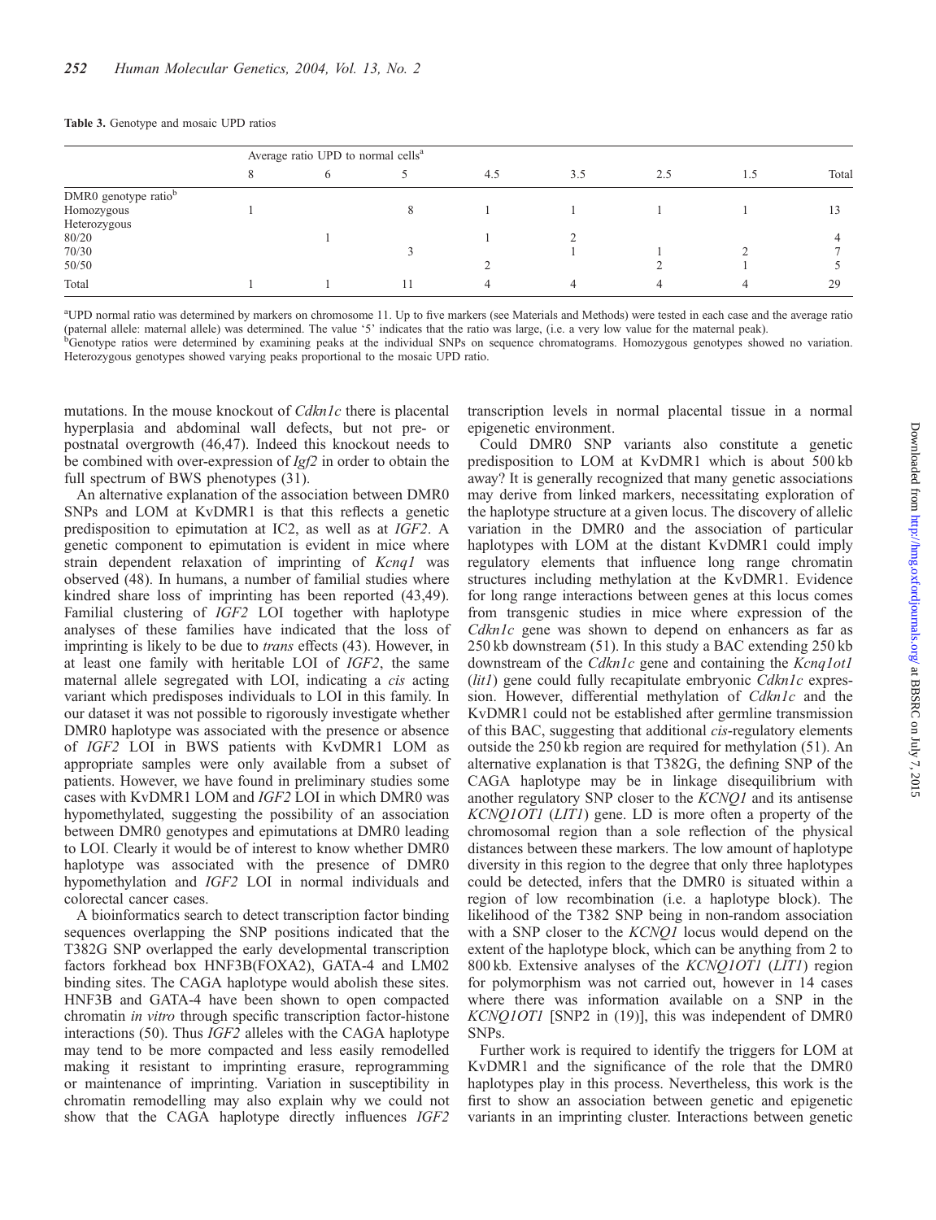**Table 3.** Genotype and mosaic UPD ratios

| | Average ratio UPD to normal cells[a] | | | | | | | |
|---|---|---|---|---|---|---|---|---|
| | 8 | 6 | 5 | 4.5 | 3.5 | 2.5 | 1.5 | Total |
| DMR0 genotype ratio[b] | | | | | | | | |
| Homozygous | 1 | | 8 | 1 | 1 | 1 | 1 | 13 |
| Heterozygous | | | | | | | | |
| 80/20 | | 1 | | 1 | 2 | | | 4 |
| 70/30 | | | 3 | | 1 | 1 | 2 | 7 |
| 50/50 | | | | 2 | | 2 | 1 | 5 |
| Total | 1 | 1 | 11 | 4 | 4 | 4 | 4 | 29 |

[a]UPD normal ratio was determined by markers on chromosome 11. Up to five markers (see Materials and Methods) were tested in each case and the average ratio (paternal allele: maternal allele) was determined. The value '5' indicates that the ratio was large, (i.e. a very low value for the maternal peak).
[b]Genotype ratios were determined by examining peaks at the individual SNPs on sequence chromatograms. Homozygous genotypes showed no variation. Heterozygous genotypes showed varying peaks proportional to the mosaic UPD ratio.

mutations. In the mouse knockout of *Cdkn1c* there is placental hyperplasia and abdominal wall defects, but not pre- or postnatal overgrowth (46,47). Indeed this knockout needs to be combined with over-expression of *Igf2* in order to obtain the full spectrum of BWS phenotypes (31).

An alternative explanation of the association between DMR0 SNPs and LOM at KvDMR1 is that this reflects a genetic predisposition to epimutation at IC2, as well as at *IGF2*. A genetic component to epimutation is evident in mice where strain dependent relaxation of imprinting of *Kcnq1* was observed (48). In humans, a number of familial studies where kindred share loss of imprinting has been reported (43,49). Familial clustering of *IGF2* LOI together with haplotype analyses of these families have indicated that the loss of imprinting is likely to be due to *trans* effects (43). However, in at least one family with heritable LOI of *IGF2*, the same maternal allele segregated with LOI, indicating a *cis* acting variant which predisposes individuals to LOI in this family. In our dataset it was not possible to rigorously investigate whether DMR0 haplotype was associated with the presence or absence of *IGF2* LOI in BWS patients with KvDMR1 LOM as appropriate samples were only available from a subset of patients. However, we have found in preliminary studies some cases with KvDMR1 LOM and *IGF2* LOI in which DMR0 was hypomethylated, suggesting the possibility of an association between DMR0 genotypes and epimutations at DMR0 leading to LOI. Clearly it would be of interest to know whether DMR0 haplotype was associated with the presence of DMR0 hypomethylation and *IGF2* LOI in normal individuals and colorectal cancer cases.

A bioinformatics search to detect transcription factor binding sequences overlapping the SNP positions indicated that the T382G SNP overlapped the early developmental transcription factors forkhead box HNF3B(FOXA2), GATA-4 and LM02 binding sites. The CAGA haplotype would abolish these sites. HNF3B and GATA-4 have been shown to open compacted chromatin *in vitro* through specific transcription factor-histone interactions (50). Thus *IGF2* alleles with the CAGA haplotype may tend to be more compacted and less easily remodelled making it resistant to imprinting erasure, reprogramming or maintenance of imprinting. Variation in susceptibility in chromatin remodelling may also explain why we could not show that the CAGA haplotype directly influences *IGF2* transcription levels in normal placental tissue in a normal epigenetic environment.

Could DMR0 SNP variants also constitute a genetic predisposition to LOM at KvDMR1 which is about 500 kb away? It is generally recognized that many genetic associations may derive from linked markers, necessitating exploration of the haplotype structure at a given locus. The discovery of allelic variation in the DMR0 and the association of particular haplotypes with LOM at the distant KvDMR1 could imply regulatory elements that influence long range chromatin structures including methylation at the KvDMR1. Evidence for long range interactions between genes at this locus comes from transgenic studies in mice where expression of the *Cdkn1c* gene was shown to depend on enhancers as far as 250 kb downstream (51). In this study a BAC extending 250 kb downstream of the *Cdkn1c* gene and containing the *Kcnq1ot1* (*lit1*) gene could fully recapitulate embryonic *Cdkn1c* expression. However, differential methylation of *Cdkn1c* and the KvDMR1 could not be established after germline transmission of this BAC, suggesting that additional *cis*-regulatory elements outside the 250 kb region are required for methylation (51). An alternative explanation is that T382G, the defining SNP of the CAGA haplotype may be in linkage disequilibrium with another regulatory SNP closer to the *KCNQ1* and its antisense *KCNQ1OT1* (*LIT1*) gene. LD is more often a property of the chromosomal region than a sole reflection of the physical distances between these markers. The low amount of haplotype diversity in this region to the degree that only three haplotypes could be detected, infers that the DMR0 is situated within a region of low recombination (i.e. a haplotype block). The likelihood of the T382 SNP being in non-random association with a SNP closer to the *KCNQ1* locus would depend on the extent of the haplotype block, which can be anything from 2 to 800 kb. Extensive analyses of the *KCNQ1OT1* (*LIT1*) region for polymorphism was not carried out, however in 14 cases where there was information available on a SNP in the *KCNQ1OT1* [SNP2 in (19)], this was independent of DMR0 SNPs.

Further work is required to identify the triggers for LOM at KvDMR1 and the significance of the role that the DMR0 haplotypes play in this process. Nevertheless, this work is the first to show an association between genetic and epigenetic variants in an imprinting cluster. Interactions between genetic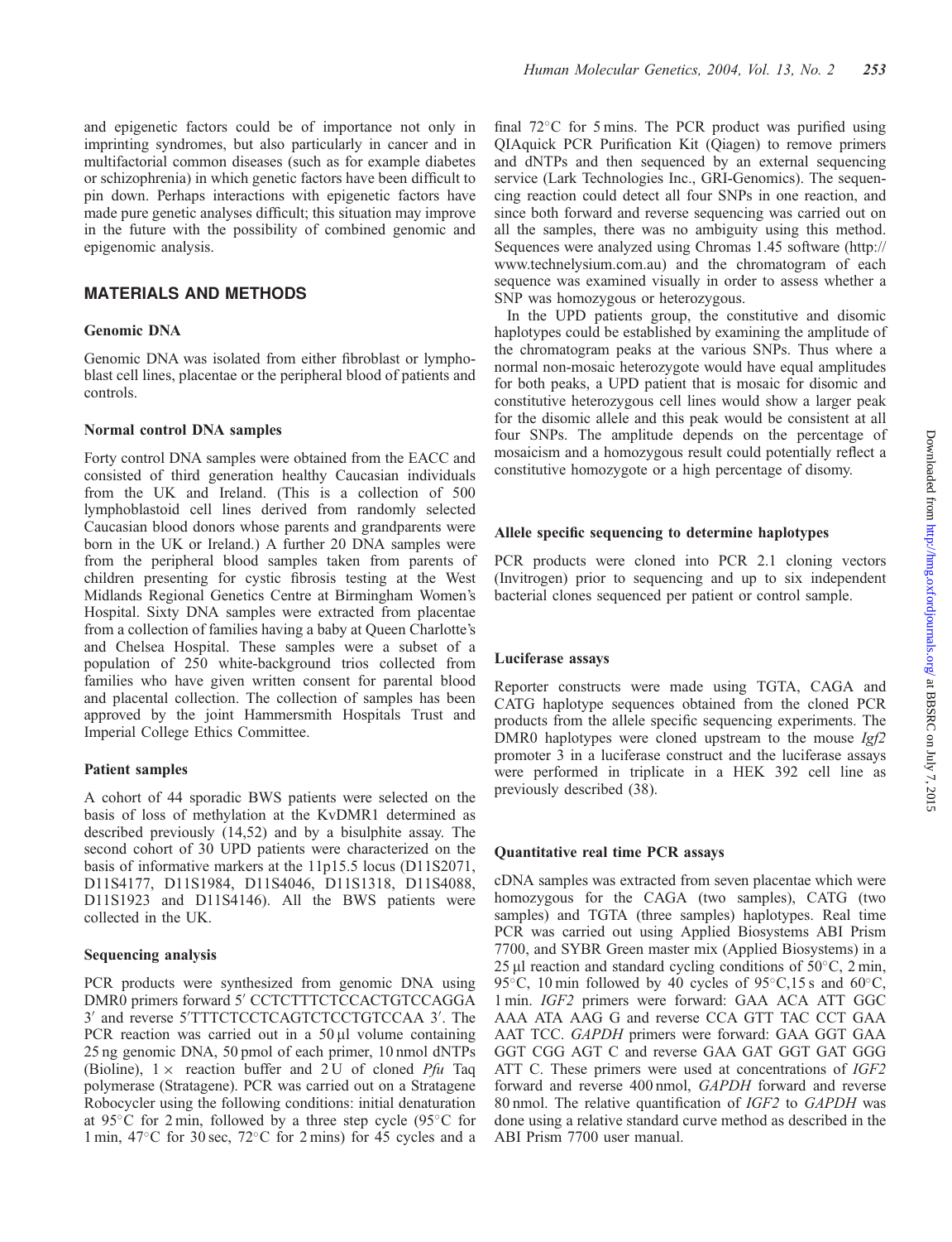and epigenetic factors could be of importance not only in imprinting syndromes, but also particularly in cancer and in multifactorial common diseases (such as for example diabetes or schizophrenia) in which genetic factors have been difficult to pin down. Perhaps interactions with epigenetic factors have made pure genetic analyses difficult; this situation may improve in the future with the possibility of combined genomic and epigenomic analysis.

## MATERIALS AND METHODS

### Genomic DNA

Genomic DNA was isolated from either fibroblast or lymphoblast cell lines, placentae or the peripheral blood of patients and controls.

### Normal control DNA samples

Forty control DNA samples were obtained from the EACC and consisted of third generation healthy Caucasian individuals from the UK and Ireland. (This is a collection of 500 lymphoblastoid cell lines derived from randomly selected Caucasian blood donors whose parents and grandparents were born in the UK or Ireland.) A further 20 DNA samples were from the peripheral blood samples taken from parents of children presenting for cystic fibrosis testing at the West Midlands Regional Genetics Centre at Birmingham Women's Hospital. Sixty DNA samples were extracted from placentae from a collection of families having a baby at Queen Charlotte's and Chelsea Hospital. These samples were a subset of a population of 250 white-background trios collected from families who have given written consent for parental blood and placental collection. The collection of samples has been approved by the joint Hammersmith Hospitals Trust and Imperial College Ethics Committee.

### Patient samples

A cohort of 44 sporadic BWS patients were selected on the basis of loss of methylation at the KvDMR1 determined as described previously (14,52) and by a bisulphite assay. The second cohort of 30 UPD patients were characterized on the basis of informative markers at the 11p15.5 locus (D11S2071, D11S4177, D11S1984, D11S4046, D11S1318, D11S4088, D11S1923 and D11S4146). All the BWS patients were collected in the UK.

### Sequencing analysis

PCR products were synthesized from genomic DNA using DMR0 primers forward 5′ CCTCTTTCTCCACTGTCCAGGA 3′ and reverse 5′TTTCTCCTCAGTCTCCTGTCCAA 3′. The PCR reaction was carried out in a 50 µl volume containing 25 ng genomic DNA, 50 pmol of each primer, 10 nmol dNTPs (Bioline), 1 × reaction buffer and 2 U of cloned *Pfu* Taq polymerase (Stratagene). PCR was carried out on a Stratagene Robocycler using the following conditions: initial denaturation at 95°C for 2 min, followed by a three step cycle (95°C for 1 min, 47°C for 30 sec, 72°C for 2 mins) for 45 cycles and a final 72°C for 5 mins. The PCR product was purified using QIAquick PCR Purification Kit (Qiagen) to remove primers and dNTPs and then sequenced by an external sequencing service (Lark Technologies Inc., GRI-Genomics). The sequencing reaction could detect all four SNPs in one reaction, and since both forward and reverse sequencing was carried out on all the samples, there was no ambiguity using this method. Sequences were analyzed using Chromas 1.45 software (http://www.technelysium.com.au) and the chromatogram of each sequence was examined visually in order to assess whether a SNP was homozygous or heterozygous.

In the UPD patients group, the constitutive and disomic haplotypes could be established by examining the amplitude of the chromatogram peaks at the various SNPs. Thus where a normal non-mosaic heterozygote would have equal amplitudes for both peaks, a UPD patient that is mosaic for disomic and constitutive heterozygous cell lines would show a larger peak for the disomic allele and this peak would be consistent at all four SNPs. The amplitude depends on the percentage of mosaicism and a homozygous result could potentially reflect a constitutive homozygote or a high percentage of disomy.

### Allele specific sequencing to determine haplotypes

PCR products were cloned into PCR 2.1 cloning vectors (Invitrogen) prior to sequencing and up to six independent bacterial clones sequenced per patient or control sample.

### Luciferase assays

Reporter constructs were made using TGTA, CAGA and CATG haplotype sequences obtained from the cloned PCR products from the allele specific sequencing experiments. The DMR0 haplotypes were cloned upstream to the mouse *Igf2* promoter 3 in a luciferase construct and the luciferase assays were performed in triplicate in a HEK 392 cell line as previously described (38).

### Quantitative real time PCR assays

cDNA samples was extracted from seven placentae which were homozygous for the CAGA (two samples), CATG (two samples) and TGTA (three samples) haplotypes. Real time PCR was carried out using Applied Biosystems ABI Prism 7700, and SYBR Green master mix (Applied Biosystems) in a 25 µl reaction and standard cycling conditions of 50°C, 2 min, 95°C, 10 min followed by 40 cycles of 95°C,15 s and 60°C, 1 min. *IGF2* primers were forward: GAA ACA ATT GGC AAA ATA AAG G and reverse CCA GTT TAC CCT GAA AAT TCC. *GAPDH* primers were forward: GAA GGT GAA GGT CGG AGT C and reverse GAA GAT GGT GAT GGG ATT C. These primers were used at concentrations of *IGF2* forward and reverse 400 nmol, *GAPDH* forward and reverse 80 nmol. The relative quantification of *IGF2* to *GAPDH* was done using a relative standard curve method as described in the ABI Prism 7700 user manual.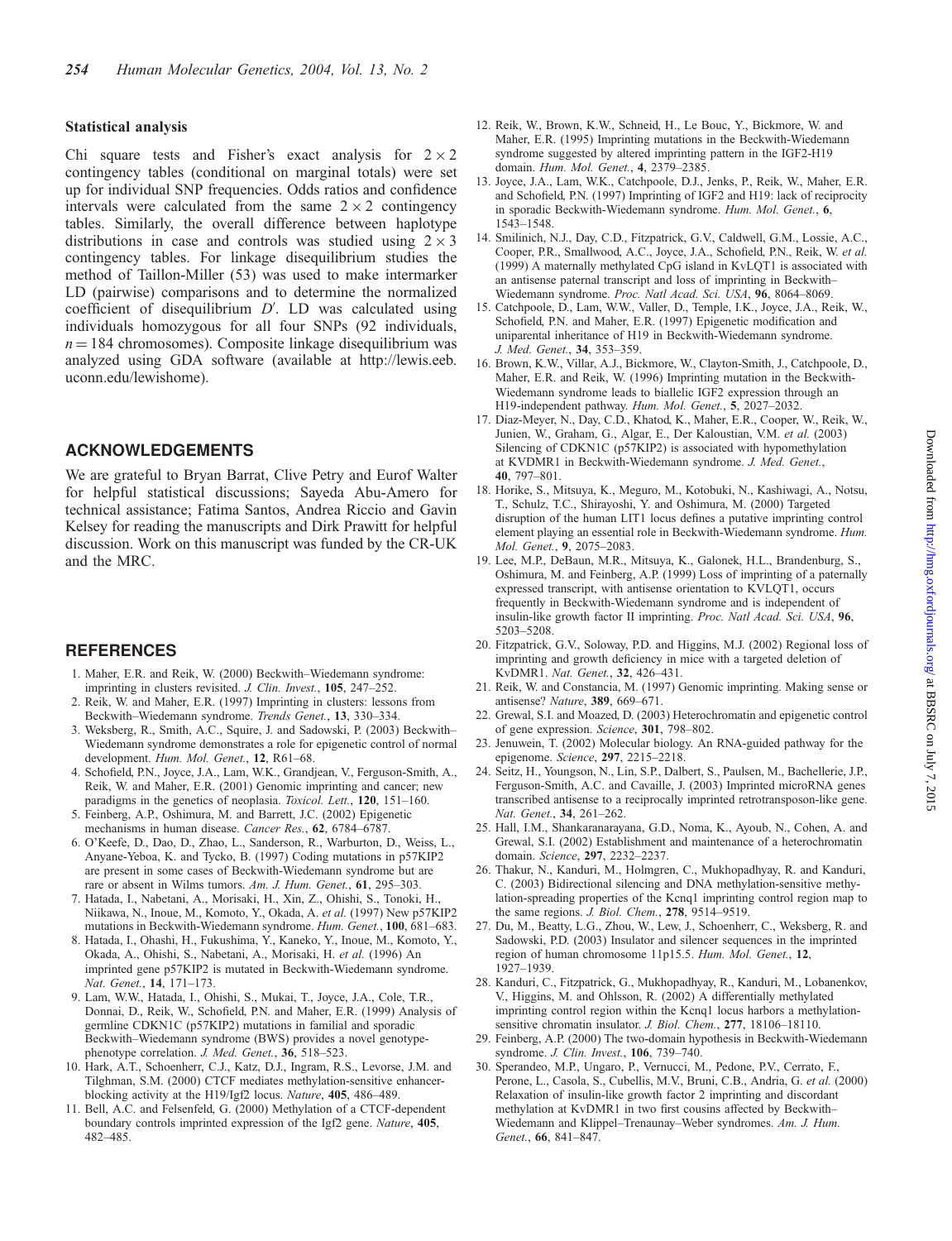### Statistical analysis

Chi square tests and Fisher's exact analysis for $2 \times 2$ contingency tables (conditional on marginal totals) were set up for individual SNP frequencies. Odds ratios and confidence intervals were calculated from the same $2 \times 2$ contingency tables. Similarly, the overall difference between haplotype distributions in case and controls was studied using $2 \times 3$ contingency tables. For linkage disequilibrium studies the method of Taillon-Miller (53) was used to make intermarker LD (pairwise) comparisons and to determine the normalized coefficient of disequilibrium $D'$. LD was calculated using individuals homozygous for all four SNPs (92 individuals, $n = 184$ chromosomes). Composite linkage disequilibrium was analyzed using GDA software (available at http://lewis.eeb.uconn.edu/lewishome).

## ACKNOWLEDGEMENTS

We are grateful to Bryan Barrat, Clive Petry and Eurof Walter for helpful statistical discussions; Sayeda Abu-Amero for technical assistance; Fatima Santos, Andrea Riccio and Gavin Kelsey for reading the manuscripts and Dirk Prawitt for helpful discussion. Work on this manuscript was funded by the CR-UK and the MRC.

## REFERENCES

1. Maher, E.R. and Reik, W. (2000) Beckwith–Wiedemann syndrome: imprinting in clusters revisited. *J. Clin. Invest.*, **105**, 247–252.
2. Reik, W. and Maher, E.R. (1997) Imprinting in clusters: lessons from Beckwith–Wiedemann syndrome. *Trends Genet.*, **13**, 330–334.
3. Weksberg, R., Smith, A.C., Squire, J. and Sadowski, P. (2003) Beckwith–Wiedemann syndrome demonstrates a role for epigenetic control of normal development. *Hum. Mol. Genet.*, **12**, R61–68.
4. Schofield, P.N., Joyce, J.A., Lam, W.K., Grandjean, V., Ferguson-Smith, A., Reik, W. and Maher, E.R. (2001) Genomic imprinting and cancer; new paradigms in the genetics of neoplasia. *Toxicol. Lett.*, **120**, 151–160.
5. Feinberg, A.P., Oshimura, M. and Barrett, J.C. (2002) Epigenetic mechanisms in human disease. *Cancer Res.*, **62**, 6784–6787.
6. O'Keefe, D., Dao, D., Zhao, L., Sanderson, R., Warburton, D., Weiss, L., Anyane-Yeboa, K. and Tycko, B. (1997) Coding mutations in p57KIP2 are present in some cases of Beckwith-Wiedemann syndrome but are rare or absent in Wilms tumors. *Am. J. Hum. Genet.*, **61**, 295–303.
7. Hatada, I., Nabetani, A., Morisaki, H., Xin, Z., Ohishi, S., Tonoki, H., Niikawa, N., Inoue, M., Komoto, Y., Okada, A. *et al.* (1997) New p57KIP2 mutations in Beckwith-Wiedemann syndrome. *Hum. Genet.*, **100**, 681–683.
8. Hatada, I., Ohashi, H., Fukushima, Y., Kaneko, Y., Inoue, M., Komoto, Y., Okada, A., Ohishi, S., Nabetani, A., Morisaki, H. *et al.* (1996) An imprinted gene p57KIP2 is mutated in Beckwith-Wiedemann syndrome. *Nat. Genet.*, **14**, 171–173.
9. Lam, W.W., Hatada, I., Ohishi, S., Mukai, T., Joyce, J.A., Cole, T.R., Donnai, D., Reik, W., Schofield, P.N. and Maher, E.R. (1999) Analysis of germline CDKN1C (p57KIP2) mutations in familial and sporadic Beckwith–Wiedemann syndrome (BWS) provides a novel genotype-phenotype correlation. *J. Med. Genet.*, **36**, 518–523.
10. Hark, A.T., Schoenherr, C.J., Katz, D.J., Ingram, R.S., Levorse, J.M. and Tilghman, S.M. (2000) CTCF mediates methylation-sensitive enhancer-blocking activity at the H19/Igf2 locus. *Nature*, **405**, 486–489.
11. Bell, A.C. and Felsenfeld, G. (2000) Methylation of a CTCF-dependent boundary controls imprinted expression of the Igf2 gene. *Nature*, **405**, 482–485.
12. Reik, W., Brown, K.W., Schneid, H., Le Bouc, Y., Bickmore, W. and Maher, E.R. (1995) Imprinting mutations in the Beckwith-Wiedemann syndrome suggested by altered imprinting pattern in the IGF2-H19 domain. *Hum. Mol. Genet.*, **4**, 2379–2385.
13. Joyce, J.A., Lam, W.K., Catchpoole, D.J., Jenks, P., Reik, W., Maher, E.R. and Schofield, P.N. (1997) Imprinting of IGF2 and H19: lack of reciprocity in sporadic Beckwith-Wiedemann syndrome. *Hum. Mol. Genet.*, **6**, 1543–1548.
14. Smilinich, N.J., Day, C.D., Fitzpatrick, G.V., Caldwell, G.M., Lossie, A.C., Cooper, P.R., Smallwood, A.C., Joyce, J.A., Schofield, P.N., Reik, W. *et al.* (1999) A maternally methylated CpG island in KvLQT1 is associated with an antisense paternal transcript and loss of imprinting in Beckwith–Wiedemann syndrome. *Proc. Natl Acad. Sci. USA*, **96**, 8064–8069.
15. Catchpoole, D., Lam, W.W., Valler, D., Temple, I.K., Joyce, J.A., Reik, W., Schofield, P.N. and Maher, E.R. (1997) Epigenetic modification and uniparental inheritance of H19 in Beckwith-Wiedemann syndrome. *J. Med. Genet.*, **34**, 353–359.
16. Brown, K.W., Villar, A.J., Bickmore, W., Clayton-Smith, J., Catchpoole, D., Maher, E.R. and Reik, W. (1996) Imprinting mutation in the Beckwith-Wiedemann syndrome leads to biallelic IGF2 expression through an H19-independent pathway. *Hum. Mol. Genet.*, **5**, 2027–2032.
17. Diaz-Meyer, N., Day, C.D., Khatod, K., Maher, E.R., Cooper, W., Reik, W., Junien, W., Graham, G., Algar, E., Der Kaloustian, V.M. *et al.* (2003) Silencing of CDKN1C (p57KIP2) is associated with hypomethylation at KVDMR1 in Beckwith-Wiedemann syndrome. *J. Med. Genet.*, **40**, 797–801.
18. Horike, S., Mitsuya, K., Meguro, M., Kotobuki, N., Kashiwagi, A., Notsu, T., Schulz, T.C., Shirayoshi, Y. and Oshimura, M. (2000) Targeted disruption of the human LIT1 locus defines a putative imprinting control element playing an essential role in Beckwith-Wiedemann syndrome. *Hum. Mol. Genet.*, **9**, 2075–2083.
19. Lee, M.P., DeBaun, M.R., Mitsuya, K., Galonek, H.L., Brandenburg, S., Oshimura, M. and Feinberg, A.P. (1999) Loss of imprinting of a paternally expressed transcript, with antisense orientation to KVLQT1, occurs frequently in Beckwith-Wiedemann syndrome and is independent of insulin-like growth factor II imprinting. *Proc. Natl Acad. Sci. USA*, **96**, 5203–5208.
20. Fitzpatrick, G.V., Soloway, P.D. and Higgins, M.J. (2002) Regional loss of imprinting and growth deficiency in mice with a targeted deletion of KvDMR1. *Nat. Genet.*, **32**, 426–431.
21. Reik, W. and Constancia, M. (1997) Genomic imprinting. Making sense or antisense? *Nature*, **389**, 669–671.
22. Grewal, S.I. and Moazed, D. (2003) Heterochromatin and epigenetic control of gene expression. *Science*, **301**, 798–802.
23. Jenuwein, T. (2002) Molecular biology. An RNA-guided pathway for the epigenome. *Science*, **297**, 2215–2218.
24. Seitz, H., Youngson, N., Lin, S.P., Dalbert, S., Paulsen, M., Bachellerie, J.P., Ferguson-Smith, A.C. and Cavaille, J. (2003) Imprinted microRNA genes transcribed antisense to a reciprocally imprinted retrotransposon-like gene. *Nat. Genet.*, **34**, 261–262.
25. Hall, I.M., Shankaranarayana, G.D., Noma, K., Ayoub, N., Cohen, A. and Grewal, S.I. (2002) Establishment and maintenance of a heterochromatin domain. *Science*, **297**, 2232–2237.
26. Thakur, N., Kanduri, M., Holmgren, C., Mukhopadhyay, R. and Kanduri, C. (2003) Bidirectional silencing and DNA methylation-sensitive methylation-spreading properties of the Kcnq1 imprinting control region map to the same regions. *J. Biol. Chem.*, **278**, 9514–9519.
27. Du, M., Beatty, L.G., Zhou, W., Lew, J., Schoenherr, C., Weksberg, R. and Sadowski, P.D. (2003) Insulator and silencer sequences in the imprinted region of human chromosome 11p15.5. *Hum. Mol. Genet.*, **12**, 1927–1939.
28. Kanduri, C., Fitzpatrick, G., Mukhopadhyay, R., Kanduri, M., Lobanenkov, V., Higgins, M. and Ohlsson, R. (2002) A differentially methylated imprinting control region within the Kcnq1 locus harbors a methylation-sensitive chromatin insulator. *J. Biol. Chem.*, **277**, 18106–18110.
29. Feinberg, A.P. (2000) The two-domain hypothesis in Beckwith-Wiedemann syndrome. *J. Clin. Invest.*, **106**, 739–740.
30. Sperandeo, M.P., Ungaro, P., Vernucci, M., Pedone, P.V., Cerrato, F., Perone, L., Casola, S., Cubellis, M.V., Bruni, C.B., Andria, G. *et al.* (2000) Relaxation of insulin-like growth factor 2 imprinting and discordant methylation at KvDMR1 in two first cousins affected by Beckwith–Wiedemann and Klippel–Trenaunay–Weber syndromes. *Am. J. Hum. Genet.*, **66**, 841–847.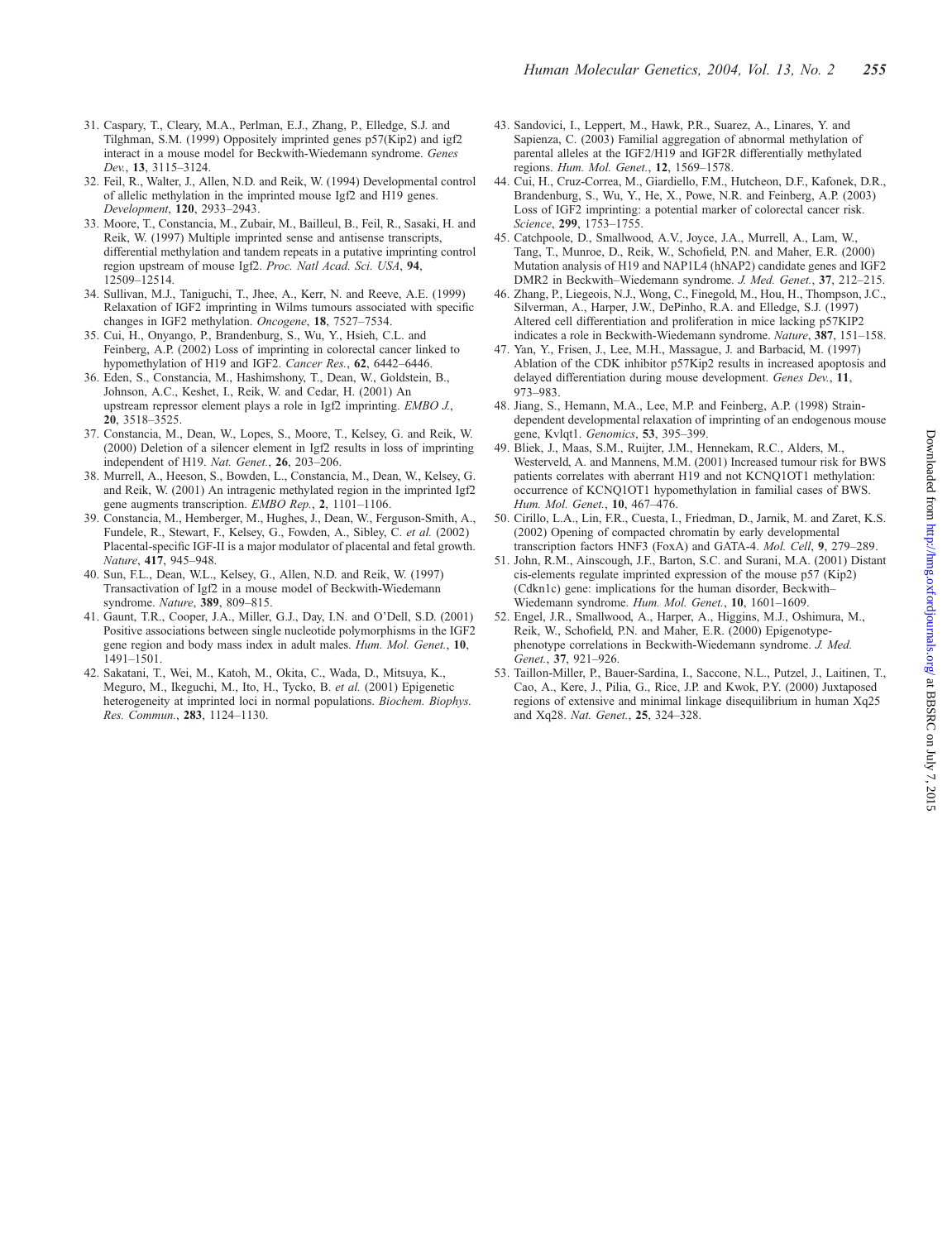31. Caspary, T., Cleary, M.A., Perlman, E.J., Zhang, P., Elledge, S.J. and Tilghman, S.M. (1999) Oppositely imprinted genes p57(Kip2) and igf2 interact in a mouse model for Beckwith-Wiedemann syndrome. *Genes Dev.*, **13**, 3115–3124.
32. Feil, R., Walter, J., Allen, N.D. and Reik, W. (1994) Developmental control of allelic methylation in the imprinted mouse Igf2 and H19 genes. *Development*, **120**, 2933–2943.
33. Moore, T., Constancia, M., Zubair, M., Bailleul, B., Feil, R., Sasaki, H. and Reik, W. (1997) Multiple imprinted sense and antisense transcripts, differential methylation and tandem repeats in a putative imprinting control region upstream of mouse Igf2. *Proc. Natl Acad. Sci. USA*, **94**, 12509–12514.
34. Sullivan, M.J., Taniguchi, T., Jhee, A., Kerr, N. and Reeve, A.E. (1999) Relaxation of IGF2 imprinting in Wilms tumours associated with specific changes in IGF2 methylation. *Oncogene*, **18**, 7527–7534.
35. Cui, H., Onyango, P., Brandenburg, S., Wu, Y., Hsieh, C.L. and Feinberg, A.P. (2002) Loss of imprinting in colorectal cancer linked to hypomethylation of H19 and IGF2. *Cancer Res.*, **62**, 6442–6446.
36. Eden, S., Constancia, M., Hashimshony, T., Dean, W., Goldstein, B., Johnson, A.C., Keshet, I., Reik, W. and Cedar, H. (2001) An upstream repressor element plays a role in Igf2 imprinting. *EMBO J.*, **20**, 3518–3525.
37. Constancia, M., Dean, W., Lopes, S., Moore, T., Kelsey, G. and Reik, W. (2000) Deletion of a silencer element in Igf2 results in loss of imprinting independent of H19. *Nat. Genet.*, **26**, 203–206.
38. Murrell, A., Heeson, S., Bowden, L., Constancia, M., Dean, W., Kelsey, G. and Reik, W. (2001) An intragenic methylated region in the imprinted Igf2 gene augments transcription. *EMBO Rep.*, **2**, 1101–1106.
39. Constancia, M., Hemberger, M., Hughes, J., Dean, W., Ferguson-Smith, A., Fundele, R., Stewart, F., Kelsey, G., Fowden, A., Sibley, C. *et al.* (2002) Placental-specific IGF-II is a major modulator of placental and fetal growth. *Nature*, **417**, 945–948.
40. Sun, F.L., Dean, W.L., Kelsey, G., Allen, N.D. and Reik, W. (1997) Transactivation of Igf2 in a mouse model of Beckwith-Wiedemann syndrome. *Nature*, **389**, 809–815.
41. Gaunt, T.R., Cooper, J.A., Miller, G.J., Day, I.N. and O'Dell, S.D. (2001) Positive associations between single nucleotide polymorphisms in the IGF2 gene region and body mass index in adult males. *Hum. Mol. Genet.*, **10**, 1491–1501.
42. Sakatani, T., Wei, M., Katoh, M., Okita, C., Wada, D., Mitsuya, K., Meguro, M., Ikeguchi, M., Ito, H., Tycko, B. *et al.* (2001) Epigenetic heterogeneity at imprinted loci in normal populations. *Biochem. Biophys. Res. Commun.*, **283**, 1124–1130.
43. Sandovici, I., Leppert, M., Hawk, P.R., Suarez, A., Linares, Y. and Sapienza, C. (2003) Familial aggregation of abnormal methylation of parental alleles at the IGF2/H19 and IGF2R differentially methylated regions. *Hum. Mol. Genet.*, **12**, 1569–1578.
44. Cui, H., Cruz-Correa, M., Giardiello, F.M., Hutcheon, D.F., Kafonek, D.R., Brandenburg, S., Wu, Y., He, X., Powe, N.R. and Feinberg, A.P. (2003) Loss of IGF2 imprinting: a potential marker of colorectal cancer risk. *Science*, **299**, 1753–1755.
45. Catchpoole, D., Smallwood, A.V., Joyce, J.A., Murrell, A., Lam, W., Tang, T., Munroe, D., Reik, W., Schofield, P.N. and Maher, E.R. (2000) Mutation analysis of H19 and NAP1L4 (hNAP2) candidate genes and IGF2 DMR2 in Beckwith–Wiedemann syndrome. *J. Med. Genet.*, **37**, 212–215.
46. Zhang, P., Liegeois, N.J., Wong, C., Finegold, M., Hou, H., Thompson, J.C., Silverman, A., Harper, J.W., DePinho, R.A. and Elledge, S.J. (1997) Altered cell differentiation and proliferation in mice lacking p57KIP2 indicates a role in Beckwith-Wiedemann syndrome. *Nature*, **387**, 151–158.
47. Yan, Y., Frisen, J., Lee, M.H., Massague, J. and Barbacid, M. (1997) Ablation of the CDK inhibitor p57Kip2 results in increased apoptosis and delayed differentiation during mouse development. *Genes Dev.*, **11**, 973–983.
48. Jiang, S., Hemann, M.A., Lee, M.P. and Feinberg, A.P. (1998) Strain-dependent developmental relaxation of imprinting of an endogenous mouse gene, Kvlqt1. *Genomics*, **53**, 395–399.
49. Bliek, J., Maas, S.M., Ruijter, J.M., Hennekam, R.C., Alders, M., Westerveld, A. and Mannens, M.M. (2001) Increased tumour risk for BWS patients correlates with aberrant H19 and not KCNQ1OT1 methylation: occurrence of KCNQ1OT1 hypomethylation in familial cases of BWS. *Hum. Mol. Genet.*, **10**, 467–476.
50. Cirillo, L.A., Lin, F.R., Cuesta, I., Friedman, D., Jarnik, M. and Zaret, K.S. (2002) Opening of compacted chromatin by early developmental transcription factors HNF3 (FoxA) and GATA-4. *Mol. Cell*, **9**, 279–289.
51. John, R.M., Ainscough, J.F., Barton, S.C. and Surani, M.A. (2001) Distant cis-elements regulate imprinted expression of the mouse p57 (Kip2) (Cdkn1c) gene: implications for the human disorder, Beckwith–Wiedemann syndrome. *Hum. Mol. Genet.*, **10**, 1601–1609.
52. Engel, J.R., Smallwood, A., Harper, A., Higgins, M.J., Oshimura, M., Reik, W., Schofield, P.N. and Maher, E.R. (2000) Epigenotype-phenotype correlations in Beckwith-Wiedemann syndrome. *J. Med. Genet.*, **37**, 921–926.
53. Taillon-Miller, P., Bauer-Sardina, I., Saccone, N.L., Putzel, J., Laitinen, T., Cao, A., Kere, J., Pilia, G., Rice, J.P. and Kwok, P.Y. (2000) Juxtaposed regions of extensive and minimal linkage disequilibrium in human Xq25 and Xq28. *Nat. Genet.*, **25**, 324–328.